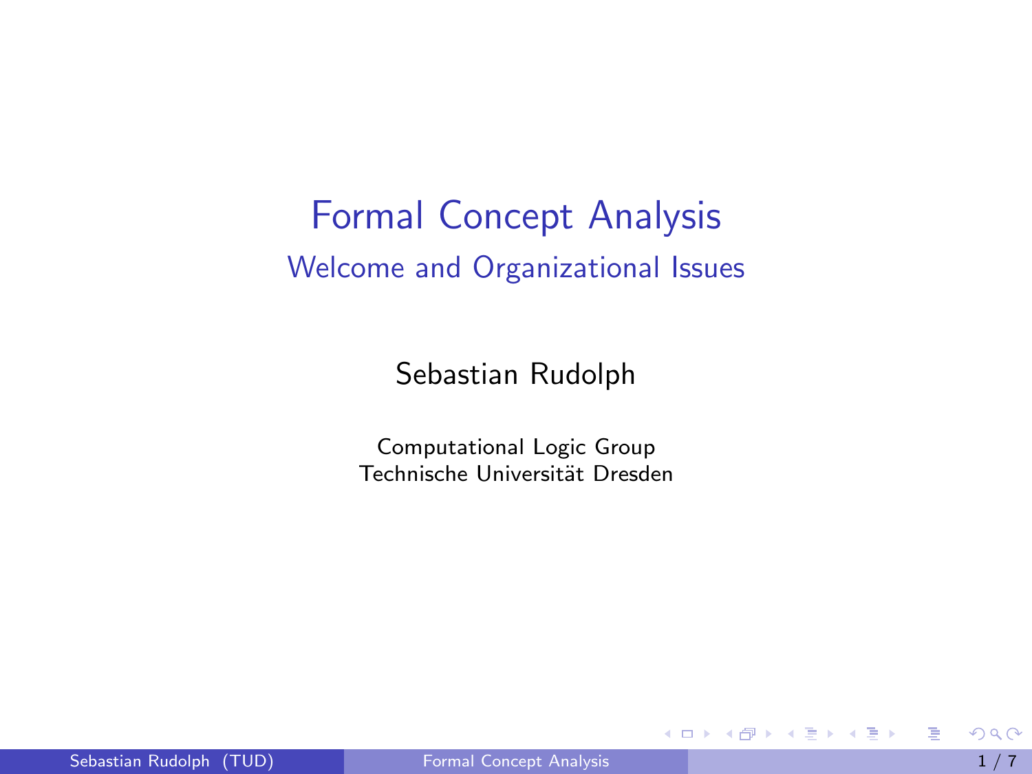# Formal Concept Analysis

## Welcome and Organizational Issues

Sebastian Rudolph

Computational Logic Group
Technische Universität Dresden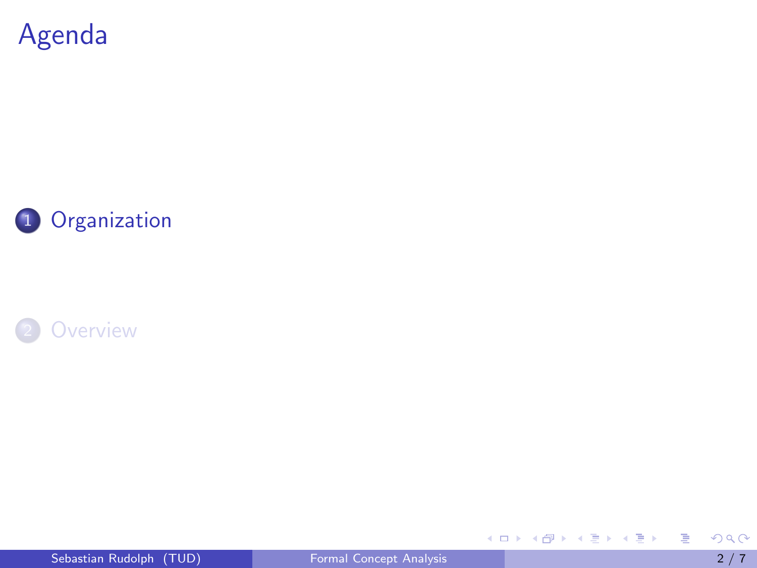# Agenda

1. Organization
2. Overview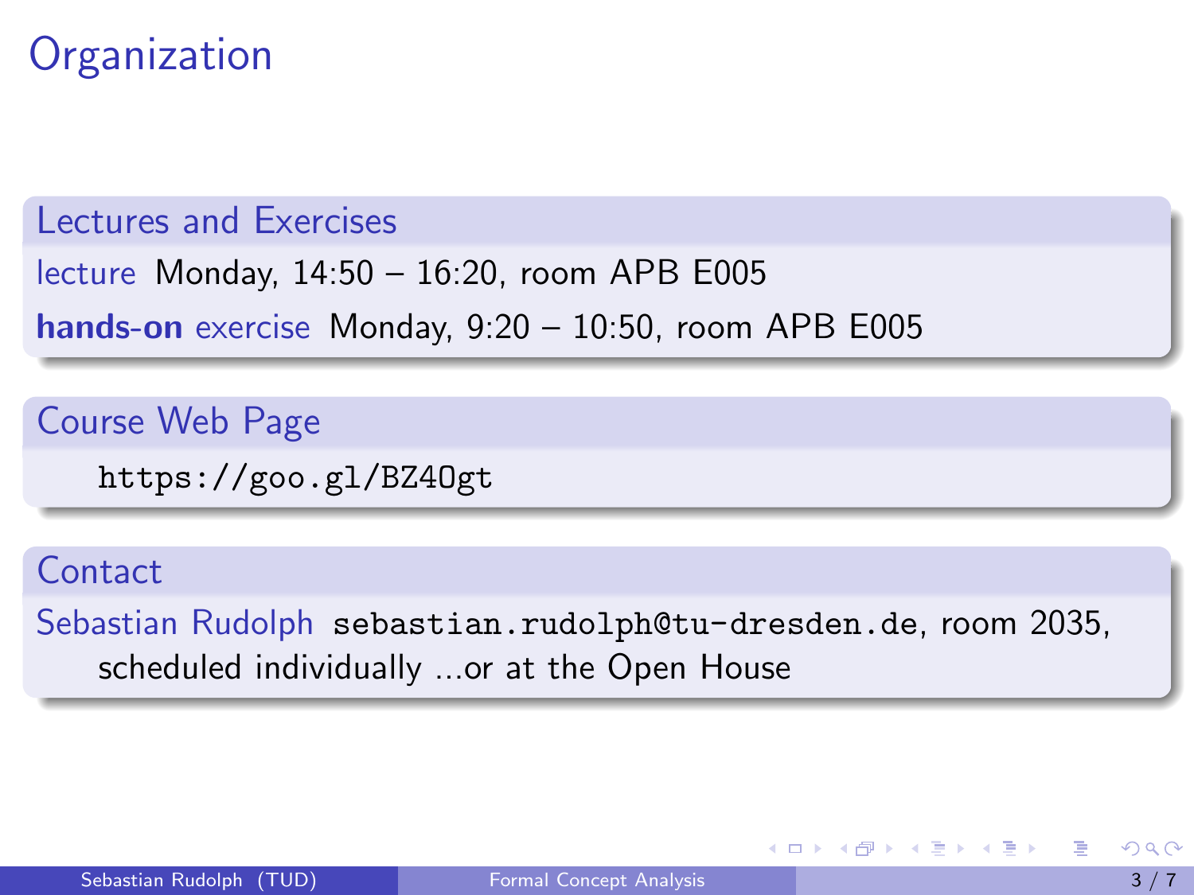# Organization

## Lectures and Exercises

lecture Monday, 14:50 – 16:20, room APB E005

**hands-on** exercise Monday, 9:20 – 10:50, room APB E005

## Course Web Page

`https://goo.gl/BZ4Ogt`

## Contact

Sebastian Rudolph `sebastian.rudolph@tu-dresden.de`, room 2035, scheduled individually ...or at the Open House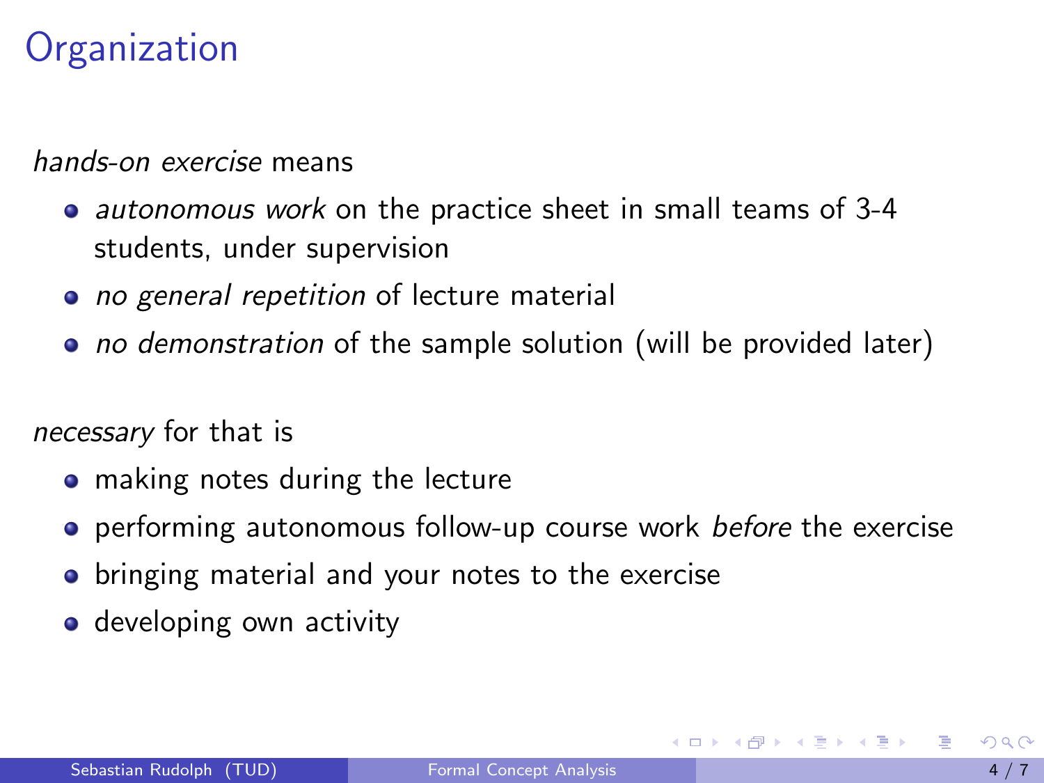# Organization

*hands-on exercise* means

- *autonomous work* on the practice sheet in small teams of 3-4 students, under supervision
- *no general repetition* of lecture material
- *no demonstration* of the sample solution (will be provided later)

*necessary* for that is

- making notes during the lecture
- performing autonomous follow-up course work *before* the exercise
- bringing material and your notes to the exercise
- developing own activity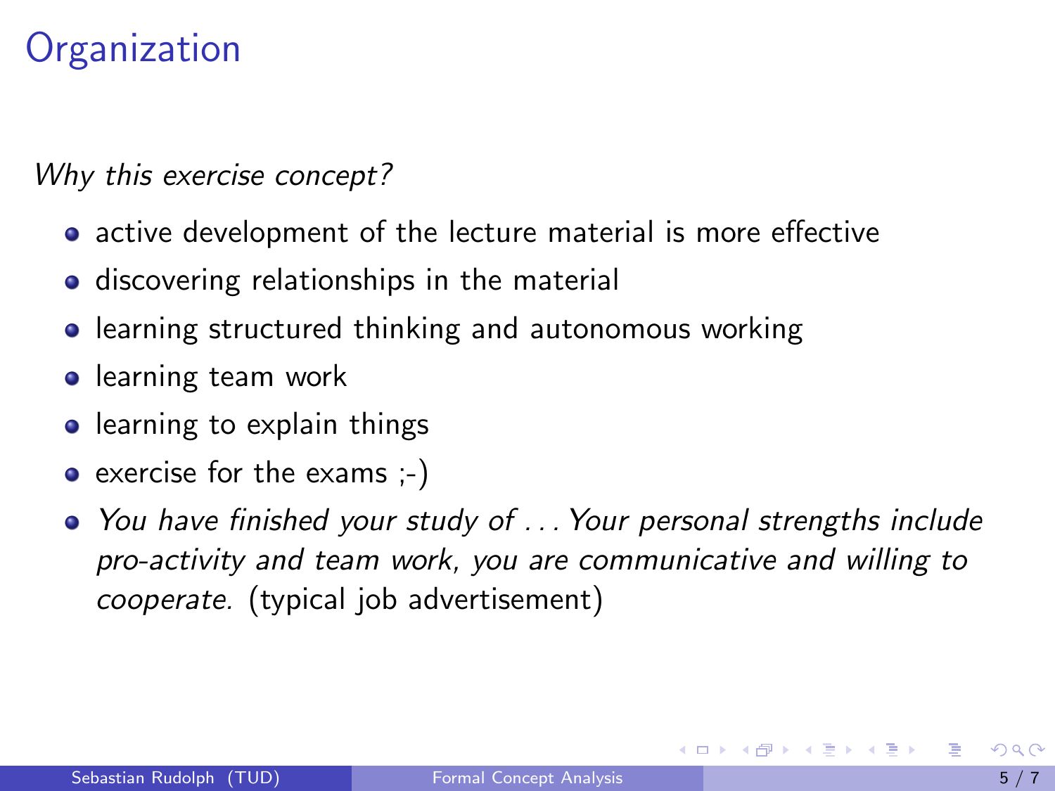# Organization

*Why this exercise concept?*

- active development of the lecture material is more effective
- discovering relationships in the material
- learning structured thinking and autonomous working
- learning team work
- learning to explain things
- exercise for the exams ;-)
- *You have finished your study of . . . Your personal strengths include pro-activity and team work, you are communicative and willing to cooperate.* (typical job advertisement)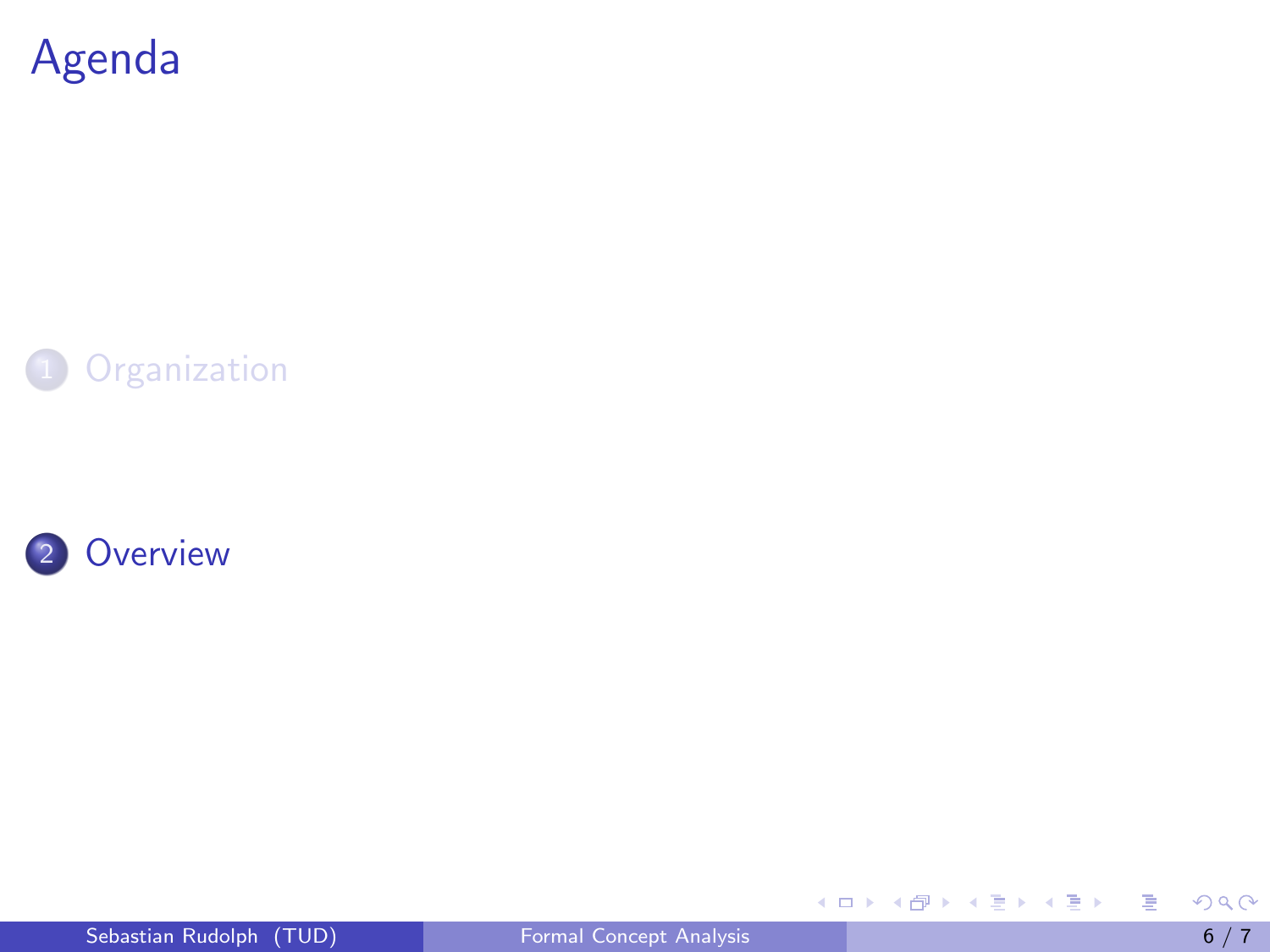# Agenda

1. Organization
2. Overview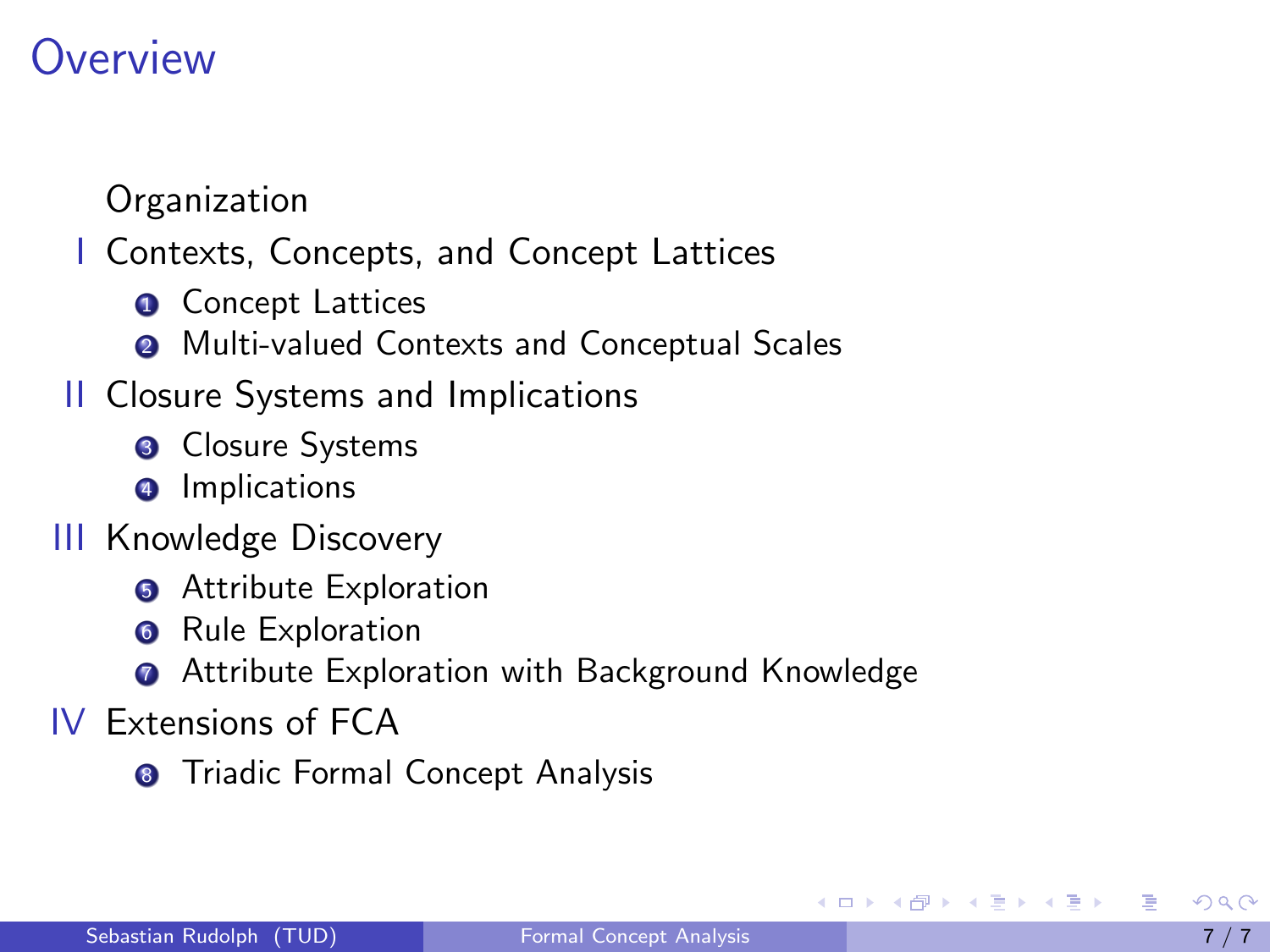# Overview

Organization

I Contexts, Concepts, and Concept Lattices

1. Concept Lattices
2. Multi-valued Contexts and Conceptual Scales

II Closure Systems and Implications

3. Closure Systems
4. Implications

III Knowledge Discovery

5. Attribute Exploration
6. Rule Exploration
7. Attribute Exploration with Background Knowledge

IV Extensions of FCA

8. Triadic Formal Concept Analysis